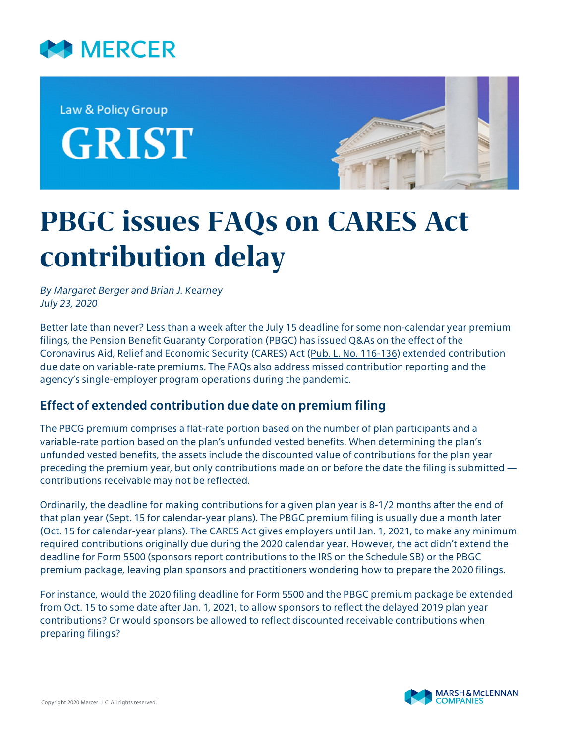Law & Policy Group

GRIST

# PBGC issues FAQs on CARES Act contribution delay

*By Margaret Berger and Brian J. Kearney*
*July 23, 2020*

Better late than never? Less than a week after the July 15 deadline for some non-calendar year premium filings, the Pension Benefit Guaranty Corporation (PBGC) has issued Q&As on the effect of the Coronavirus Aid, Relief and Economic Security (CARES) Act (Pub. L. No. 116-136) extended contribution due date on variable-rate premiums. The FAQs also address missed contribution reporting and the agency's single-employer program operations during the pandemic.

## Effect of extended contribution due date on premium filing

The PBCG premium comprises a flat-rate portion based on the number of plan participants and a variable-rate portion based on the plan's unfunded vested benefits. When determining the plan's unfunded vested benefits, the assets include the discounted value of contributions for the plan year preceding the premium year, but only contributions made on or before the date the filing is submitted — contributions receivable may not be reflected.

Ordinarily, the deadline for making contributions for a given plan year is 8-1/2 months after the end of that plan year (Sept. 15 for calendar-year plans). The PBGC premium filing is usually due a month later (Oct. 15 for calendar-year plans). The CARES Act gives employers until Jan. 1, 2021, to make any minimum required contributions originally due during the 2020 calendar year. However, the act didn't extend the deadline for Form 5500 (sponsors report contributions to the IRS on the Schedule SB) or the PBGC premium package, leaving plan sponsors and practitioners wondering how to prepare the 2020 filings.

For instance, would the 2020 filing deadline for Form 5500 and the PBGC premium package be extended from Oct. 15 to some date after Jan. 1, 2021, to allow sponsors to reflect the delayed 2019 plan year contributions? Or would sponsors be allowed to reflect discounted receivable contributions when preparing filings?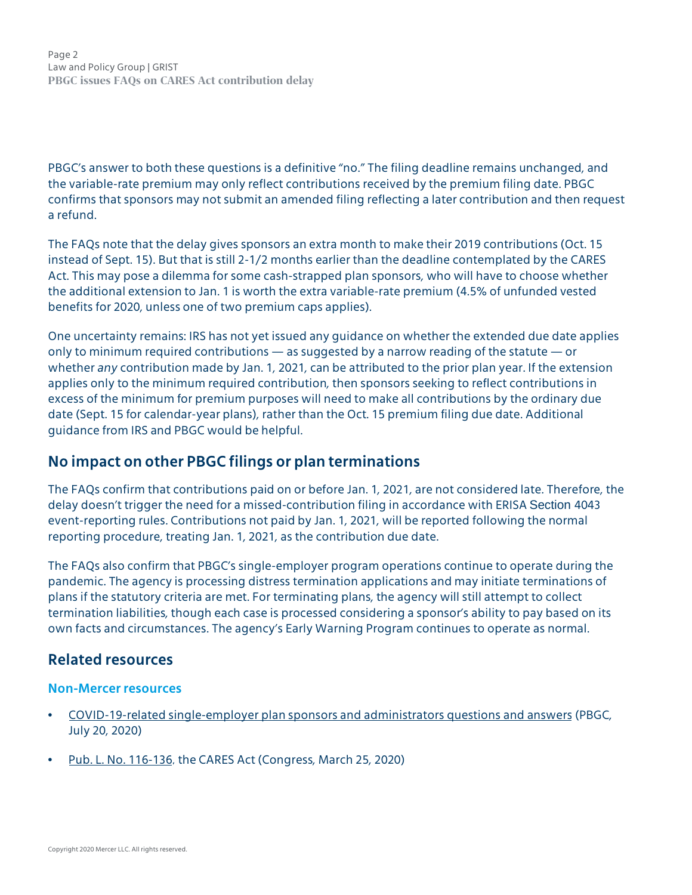PBGC's answer to both these questions is a definitive "no." The filing deadline remains unchanged, and the variable-rate premium may only reflect contributions received by the premium filing date. PBGC confirms that sponsors may not submit an amended filing reflecting a later contribution and then request a refund.

The FAQs note that the delay gives sponsors an extra month to make their 2019 contributions (Oct. 15 instead of Sept. 15). But that is still 2-1/2 months earlier than the deadline contemplated by the CARES Act. This may pose a dilemma for some cash-strapped plan sponsors, who will have to choose whether the additional extension to Jan. 1 is worth the extra variable-rate premium (4.5% of unfunded vested benefits for 2020, unless one of two premium caps applies).

One uncertainty remains: IRS has not yet issued any guidance on whether the extended due date applies only to minimum required contributions — as suggested by a narrow reading of the statute — or whether *any* contribution made by Jan. 1, 2021, can be attributed to the prior plan year. If the extension applies only to the minimum required contribution, then sponsors seeking to reflect contributions in excess of the minimum for premium purposes will need to make all contributions by the ordinary due date (Sept. 15 for calendar-year plans), rather than the Oct. 15 premium filing due date. Additional guidance from IRS and PBGC would be helpful.

## No impact on other PBGC filings or plan terminations

The FAQs confirm that contributions paid on or before Jan. 1, 2021, are not considered late. Therefore, the delay doesn't trigger the need for a missed-contribution filing in accordance with ERISA Section 4043 event-reporting rules. Contributions not paid by Jan. 1, 2021, will be reported following the normal reporting procedure, treating Jan. 1, 2021, as the contribution due date.

The FAQs also confirm that PBGC's single-employer program operations continue to operate during the pandemic. The agency is processing distress termination applications and may initiate terminations of plans if the statutory criteria are met. For terminating plans, the agency will still attempt to collect termination liabilities, though each case is processed considering a sponsor's ability to pay based on its own facts and circumstances. The agency's Early Warning Program continues to operate as normal.

## Related resources

### Non-Mercer resources

- COVID-19-related single-employer plan sponsors and administrators questions and answers (PBGC, July 20, 2020)
- Pub. L. No. 116-136, the CARES Act (Congress, March 25, 2020)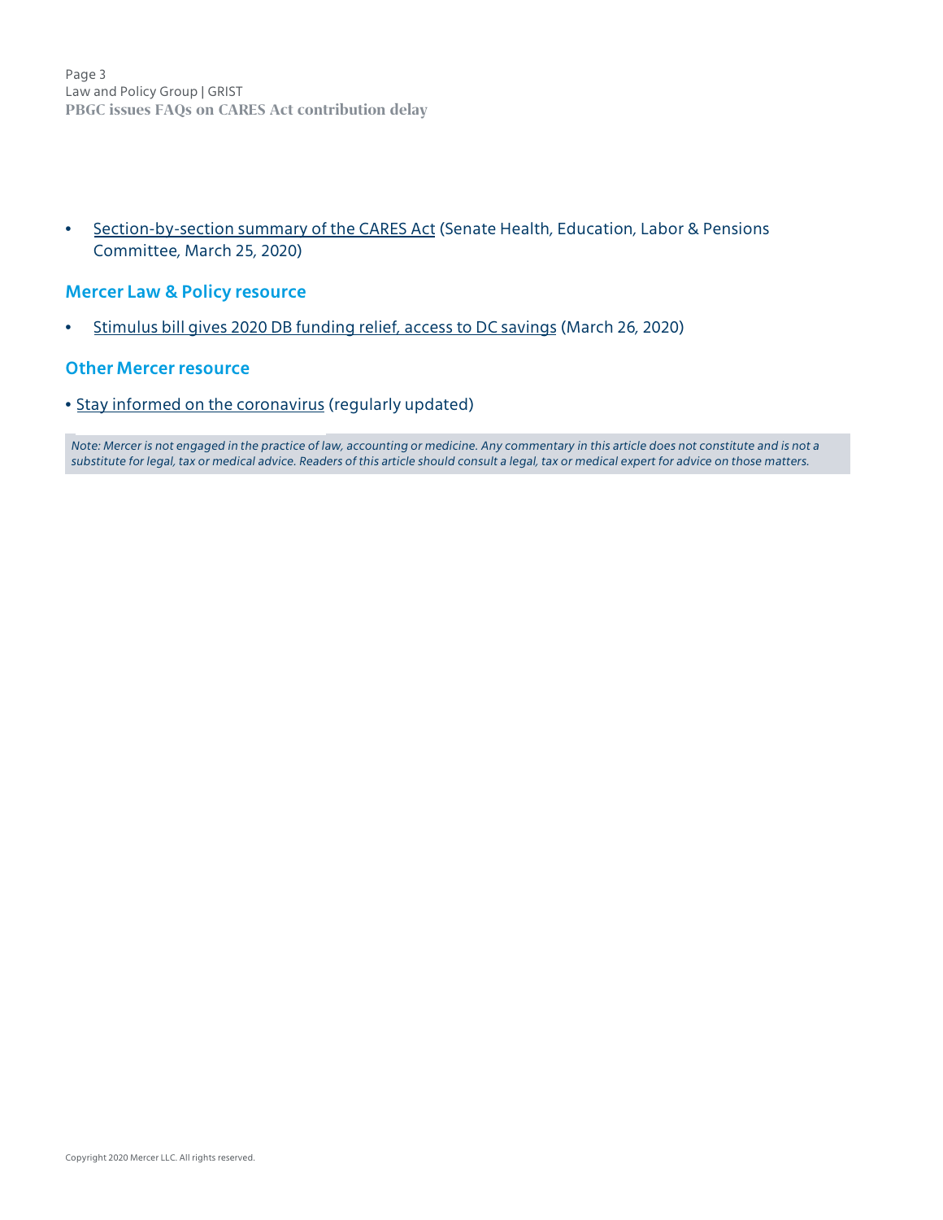- Section-by-section summary of the CARES Act (Senate Health, Education, Labor & Pensions Committee, March 25, 2020)

## Mercer Law & Policy resource

- Stimulus bill gives 2020 DB funding relief, access to DC savings (March 26, 2020)

## Other Mercer resource

- Stay informed on the coronavirus (regularly updated)

*Note: Mercer is not engaged in the practice of law, accounting or medicine. Any commentary in this article does not constitute and is not a substitute for legal, tax or medical advice. Readers of this article should consult a legal, tax or medical expert for advice on those matters.*

Copyright 2020 Mercer LLC. All rights reserved.